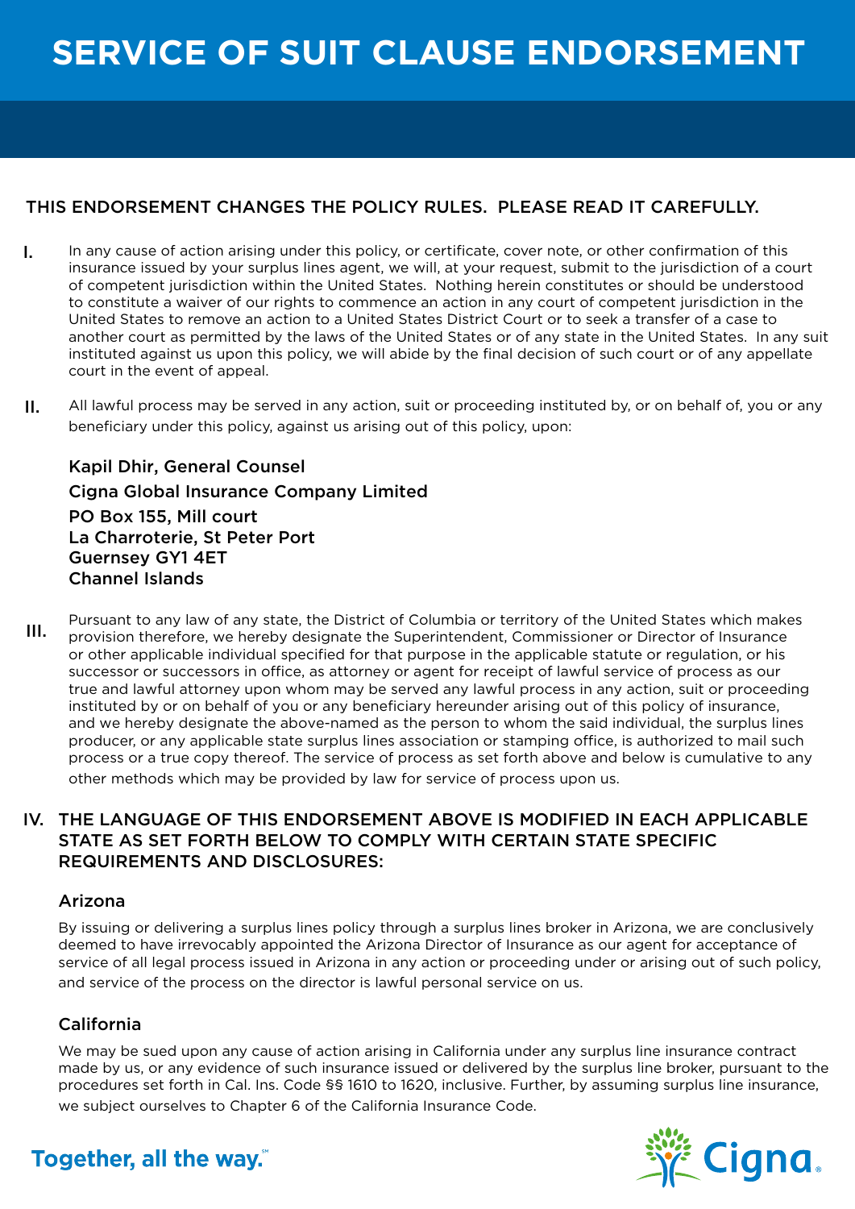# SERVICE OF SUIT CLAUSE ENDORSEMENT

THIS ENDORSEMENT CHANGES THE POLICY RULES. PLEASE READ IT CAREFULLY.

I. In any cause of action arising under this policy, or certificate, cover note, or other confirmation of this insurance issued by your surplus lines agent, we will, at your request, submit to the jurisdiction of a court of competent jurisdiction within the United States. Nothing herein constitutes or should be understood to constitute a waiver of our rights to commence an action in any court of competent jurisdiction in the United States to remove an action to a United States District Court or to seek a transfer of a case to another court as permitted by the laws of the United States or of any state in the United States. In any suit instituted against us upon this policy, we will abide by the final decision of such court or of any appellate court in the event of appeal.

II. All lawful process may be served in any action, suit or proceeding instituted by, or on behalf of, you or any beneficiary under this policy, against us arising out of this policy, upon:

Kapil Dhir, General Counsel
Cigna Global Insurance Company Limited
PO Box 155, Mill court
La Charroterie, St Peter Port
Guernsey GY1 4ET
Channel Islands

III. Pursuant to any law of any state, the District of Columbia or territory of the United States which makes provision therefore, we hereby designate the Superintendent, Commissioner or Director of Insurance or other applicable individual specified for that purpose in the applicable statute or regulation, or his successor or successors in office, as attorney or agent for receipt of lawful service of process as our true and lawful attorney upon whom may be served any lawful process in any action, suit or proceeding instituted by or on behalf of you or any beneficiary hereunder arising out of this policy of insurance, and we hereby designate the above-named as the person to whom the said individual, the surplus lines producer, or any applicable state surplus lines association or stamping office, is authorized to mail such process or a true copy thereof. The service of process as set forth above and below is cumulative to any other methods which may be provided by law for service of process upon us.

IV. THE LANGUAGE OF THIS ENDORSEMENT ABOVE IS MODIFIED IN EACH APPLICABLE STATE AS SET FORTH BELOW TO COMPLY WITH CERTAIN STATE SPECIFIC REQUIREMENTS AND DISCLOSURES:

### Arizona

By issuing or delivering a surplus lines policy through a surplus lines broker in Arizona, we are conclusively deemed to have irrevocably appointed the Arizona Director of Insurance as our agent for acceptance of service of all legal process issued in Arizona in any action or proceeding under or arising out of such policy, and service of the process on the director is lawful personal service on us.

### California

We may be sued upon any cause of action arising in California under any surplus line insurance contract made by us, or any evidence of such insurance issued or delivered by the surplus line broker, pursuant to the procedures set forth in Cal. Ins. Code §§ 1610 to 1620, inclusive. Further, by assuming surplus line insurance, we subject ourselves to Chapter 6 of the California Insurance Code.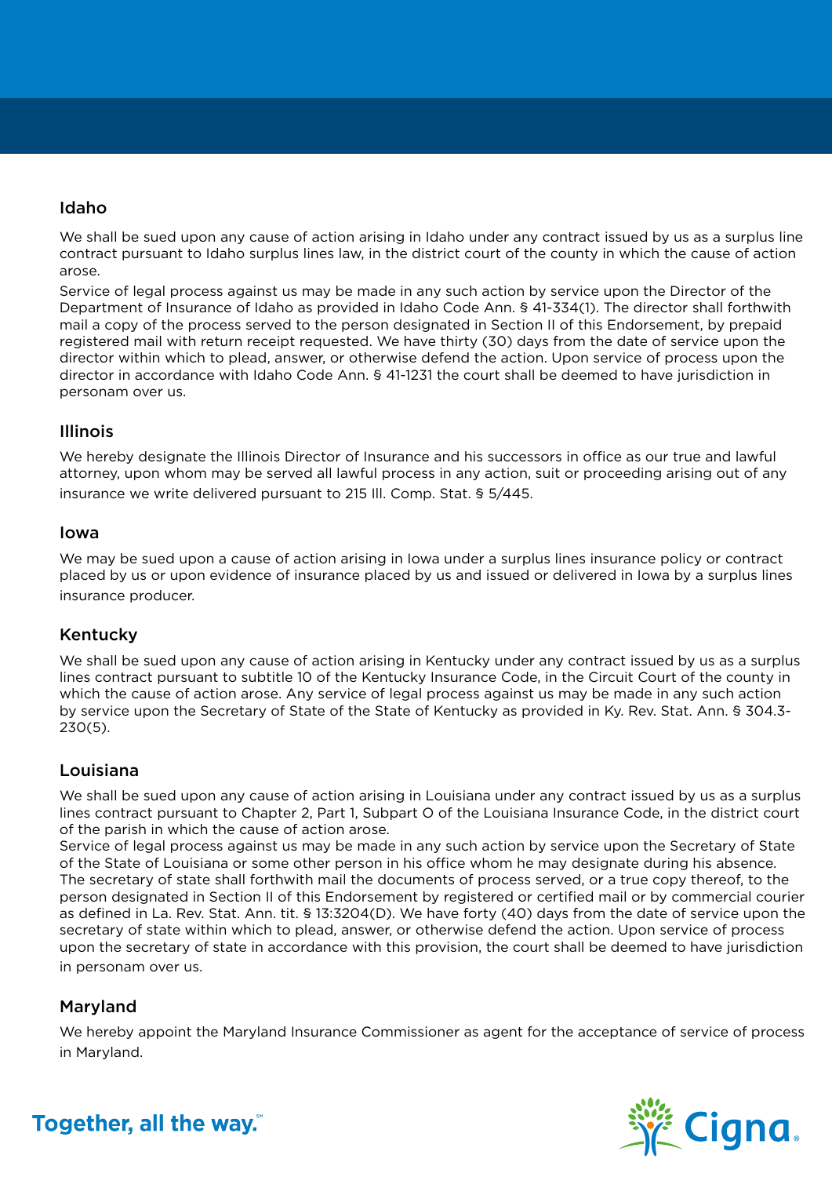## Idaho

We shall be sued upon any cause of action arising in Idaho under any contract issued by us as a surplus line contract pursuant to Idaho surplus lines law, in the district court of the county in which the cause of action arose.

Service of legal process against us may be made in any such action by service upon the Director of the Department of Insurance of Idaho as provided in Idaho Code Ann. § 41-334(1). The director shall forthwith mail a copy of the process served to the person designated in Section II of this Endorsement, by prepaid registered mail with return receipt requested. We have thirty (30) days from the date of service upon the director within which to plead, answer, or otherwise defend the action. Upon service of process upon the director in accordance with Idaho Code Ann. § 41-1231 the court shall be deemed to have jurisdiction in personam over us.

## Illinois

We hereby designate the Illinois Director of Insurance and his successors in office as our true and lawful attorney, upon whom may be served all lawful process in any action, suit or proceeding arising out of any insurance we write delivered pursuant to 215 Ill. Comp. Stat. § 5/445.

## Iowa

We may be sued upon a cause of action arising in Iowa under a surplus lines insurance policy or contract placed by us or upon evidence of insurance placed by us and issued or delivered in Iowa by a surplus lines insurance producer.

## Kentucky

We shall be sued upon any cause of action arising in Kentucky under any contract issued by us as a surplus lines contract pursuant to subtitle 10 of the Kentucky Insurance Code, in the Circuit Court of the county in which the cause of action arose. Any service of legal process against us may be made in any such action by service upon the Secretary of State of the State of Kentucky as provided in Ky. Rev. Stat. Ann. § 304.3-230(5).

## Louisiana

We shall be sued upon any cause of action arising in Louisiana under any contract issued by us as a surplus lines contract pursuant to Chapter 2, Part 1, Subpart O of the Louisiana Insurance Code, in the district court of the parish in which the cause of action arose.

Service of legal process against us may be made in any such action by service upon the Secretary of State of the State of Louisiana or some other person in his office whom he may designate during his absence. The secretary of state shall forthwith mail the documents of process served, or a true copy thereof, to the person designated in Section II of this Endorsement by registered or certified mail or by commercial courier as defined in La. Rev. Stat. Ann. tit. § 13:3204(D). We have forty (40) days from the date of service upon the secretary of state within which to plead, answer, or otherwise defend the action. Upon service of process upon the secretary of state in accordance with this provision, the court shall be deemed to have jurisdiction in personam over us.

## Maryland

We hereby appoint the Maryland Insurance Commissioner as agent for the acceptance of service of process in Maryland.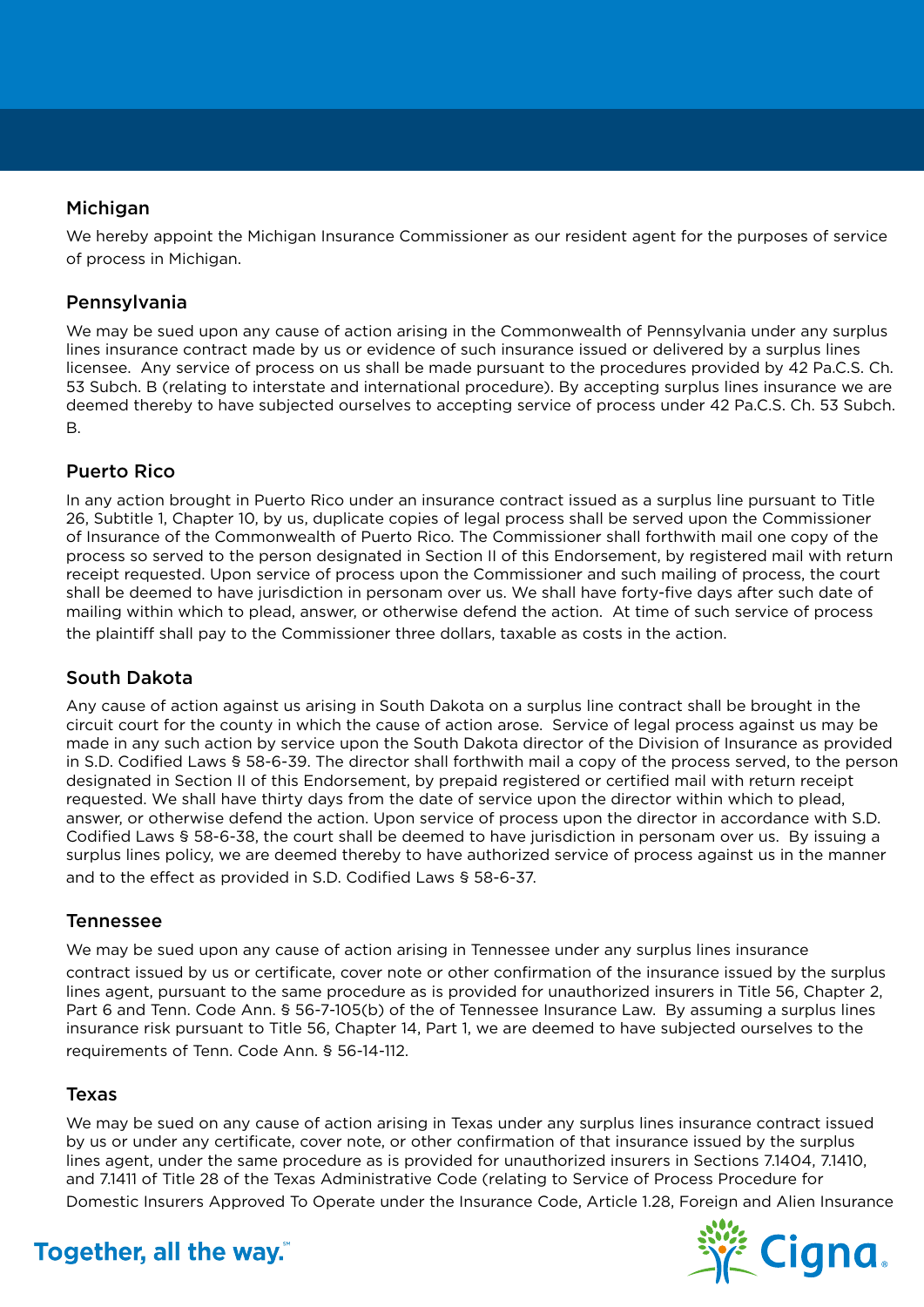## Michigan

We hereby appoint the Michigan Insurance Commissioner as our resident agent for the purposes of service of process in Michigan.

## Pennsylvania

We may be sued upon any cause of action arising in the Commonwealth of Pennsylvania under any surplus lines insurance contract made by us or evidence of such insurance issued or delivered by a surplus lines licensee. Any service of process on us shall be made pursuant to the procedures provided by 42 Pa.C.S. Ch. 53 Subch. B (relating to interstate and international procedure). By accepting surplus lines insurance we are deemed thereby to have subjected ourselves to accepting service of process under 42 Pa.C.S. Ch. 53 Subch. B.

## Puerto Rico

In any action brought in Puerto Rico under an insurance contract issued as a surplus line pursuant to Title 26, Subtitle 1, Chapter 10, by us, duplicate copies of legal process shall be served upon the Commissioner of Insurance of the Commonwealth of Puerto Rico. The Commissioner shall forthwith mail one copy of the process so served to the person designated in Section II of this Endorsement, by registered mail with return receipt requested. Upon service of process upon the Commissioner and such mailing of process, the court shall be deemed to have jurisdiction in personam over us. We shall have forty-five days after such date of mailing within which to plead, answer, or otherwise defend the action. At time of such service of process the plaintiff shall pay to the Commissioner three dollars, taxable as costs in the action.

## South Dakota

Any cause of action against us arising in South Dakota on a surplus line contract shall be brought in the circuit court for the county in which the cause of action arose. Service of legal process against us may be made in any such action by service upon the South Dakota director of the Division of Insurance as provided in S.D. Codified Laws § 58-6-39. The director shall forthwith mail a copy of the process served, to the person designated in Section II of this Endorsement, by prepaid registered or certified mail with return receipt requested. We shall have thirty days from the date of service upon the director within which to plead, answer, or otherwise defend the action. Upon service of process upon the director in accordance with S.D. Codified Laws § 58-6-38, the court shall be deemed to have jurisdiction in personam over us. By issuing a surplus lines policy, we are deemed thereby to have authorized service of process against us in the manner and to the effect as provided in S.D. Codified Laws § 58-6-37.

## Tennessee

We may be sued upon any cause of action arising in Tennessee under any surplus lines insurance contract issued by us or certificate, cover note or other confirmation of the insurance issued by the surplus lines agent, pursuant to the same procedure as is provided for unauthorized insurers in Title 56, Chapter 2, Part 6 and Tenn. Code Ann. § 56-7-105(b) of the of Tennessee Insurance Law. By assuming a surplus lines insurance risk pursuant to Title 56, Chapter 14, Part 1, we are deemed to have subjected ourselves to the requirements of Tenn. Code Ann. § 56-14-112.

## Texas

We may be sued on any cause of action arising in Texas under any surplus lines insurance contract issued by us or under any certificate, cover note, or other confirmation of that insurance issued by the surplus lines agent, under the same procedure as is provided for unauthorized insurers in Sections 7.1404, 7.1410, and 7.1411 of Title 28 of the Texas Administrative Code (relating to Service of Process Procedure for Domestic Insurers Approved To Operate under the Insurance Code, Article 1.28, Foreign and Alien Insurance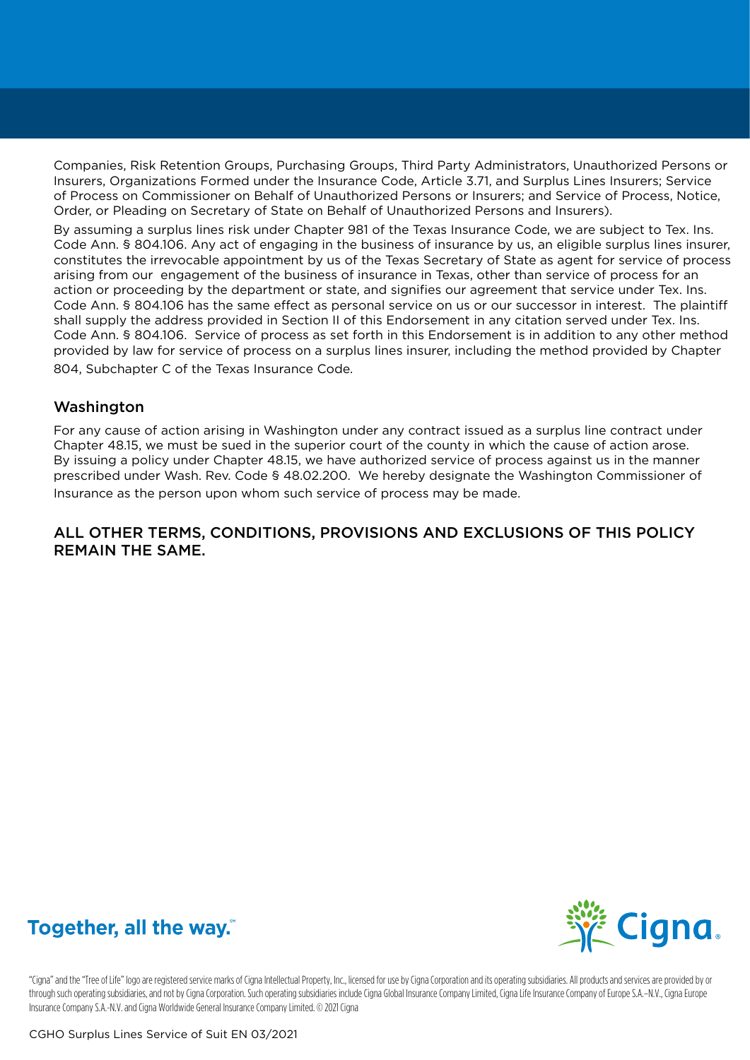Companies, Risk Retention Groups, Purchasing Groups, Third Party Administrators, Unauthorized Persons or Insurers, Organizations Formed under the Insurance Code, Article 3.71, and Surplus Lines Insurers; Service of Process on Commissioner on Behalf of Unauthorized Persons or Insurers; and Service of Process, Notice, Order, or Pleading on Secretary of State on Behalf of Unauthorized Persons and Insurers).

By assuming a surplus lines risk under Chapter 981 of the Texas Insurance Code, we are subject to Tex. Ins. Code Ann. § 804.106. Any act of engaging in the business of insurance by us, an eligible surplus lines insurer, constitutes the irrevocable appointment by us of the Texas Secretary of State as agent for service of process arising from our engagement of the business of insurance in Texas, other than service of process for an action or proceeding by the department or state, and signifies our agreement that service under Tex. Ins. Code Ann. § 804.106 has the same effect as personal service on us or our successor in interest. The plaintiff shall supply the address provided in Section II of this Endorsement in any citation served under Tex. Ins. Code Ann. § 804.106. Service of process as set forth in this Endorsement is in addition to any other method provided by law for service of process on a surplus lines insurer, including the method provided by Chapter 804, Subchapter C of the Texas Insurance Code.

## Washington

For any cause of action arising in Washington under any contract issued as a surplus line contract under Chapter 48.15, we must be sued in the superior court of the county in which the cause of action arose. By issuing a policy under Chapter 48.15, we have authorized service of process against us in the manner prescribed under Wash. Rev. Code § 48.02.200. We hereby designate the Washington Commissioner of Insurance as the person upon whom such service of process may be made.

ALL OTHER TERMS, CONDITIONS, PROVISIONS AND EXCLUSIONS OF THIS POLICY REMAIN THE SAME.

Together, all the way.℠

Cigna.

"Cigna" and the "Tree of Life" logo are registered service marks of Cigna Intellectual Property, Inc., licensed for use by Cigna Corporation and its operating subsidiaries. All products and services are provided by or through such operating subsidiaries, and not by Cigna Corporation. Such operating subsidiaries include Cigna Global Insurance Company Limited, Cigna Life Insurance Company of Europe S.A.–N.V., Cigna Europe Insurance Company S.A.-N.V. and Cigna Worldwide General Insurance Company Limited. © 2021 Cigna

CGHO Surplus Lines Service of Suit EN 03/2021